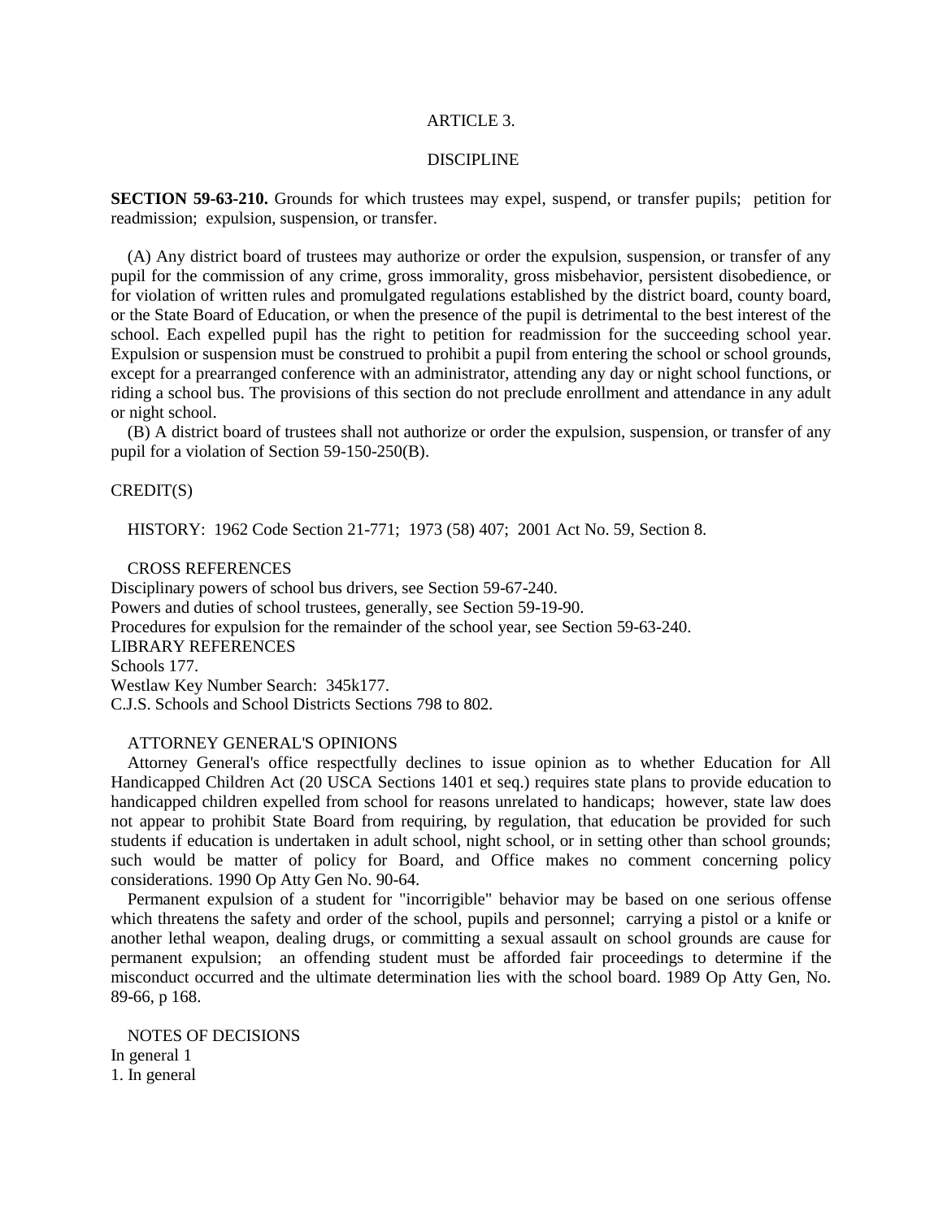# ARTICLE 3.

## DISCIPLINE

**SECTION 59-63-210.** Grounds for which trustees may expel, suspend, or transfer pupils; petition for readmission; expulsion, suspension, or transfer.

(A) Any district board of trustees may authorize or order the expulsion, suspension, or transfer of any pupil for the commission of any crime, gross immorality, gross misbehavior, persistent disobedience, or for violation of written rules and promulgated regulations established by the district board, county board, or the State Board of Education, or when the presence of the pupil is detrimental to the best interest of the school. Each expelled pupil has the right to petition for readmission for the succeeding school year. Expulsion or suspension must be construed to prohibit a pupil from entering the school or school grounds, except for a prearranged conference with an administrator, attending any day or night school functions, or riding a school bus. The provisions of this section do not preclude enrollment and attendance in any adult or night school.

(B) A district board of trustees shall not authorize or order the expulsion, suspension, or transfer of any pupil for a violation of Section 59-150-250(B).

CREDIT(S)

HISTORY: 1962 Code Section 21-771; 1973 (58) 407; 2001 Act No. 59, Section 8.

CROSS REFERENCES

Disciplinary powers of school bus drivers, see Section 59-67-240.
Powers and duties of school trustees, generally, see Section 59-19-90.
Procedures for expulsion for the remainder of the school year, see Section 59-63-240.

LIBRARY REFERENCES

Schools 177.
Westlaw Key Number Search: 345k177.
C.J.S. Schools and School Districts Sections 798 to 802.

ATTORNEY GENERAL'S OPINIONS

Attorney General's office respectfully declines to issue opinion as to whether Education for All Handicapped Children Act (20 USCA Sections 1401 et seq.) requires state plans to provide education to handicapped children expelled from school for reasons unrelated to handicaps; however, state law does not appear to prohibit State Board from requiring, by regulation, that education be provided for such students if education is undertaken in adult school, night school, or in setting other than school grounds; such would be matter of policy for Board, and Office makes no comment concerning policy considerations. 1990 Op Atty Gen No. 90-64.

Permanent expulsion of a student for "incorrigible" behavior may be based on one serious offense which threatens the safety and order of the school, pupils and personnel; carrying a pistol or a knife or another lethal weapon, dealing drugs, or committing a sexual assault on school grounds are cause for permanent expulsion; an offending student must be afforded fair proceedings to determine if the misconduct occurred and the ultimate determination lies with the school board. 1989 Op Atty Gen, No. 89-66, p 168.

NOTES OF DECISIONS

In general 1

1. In general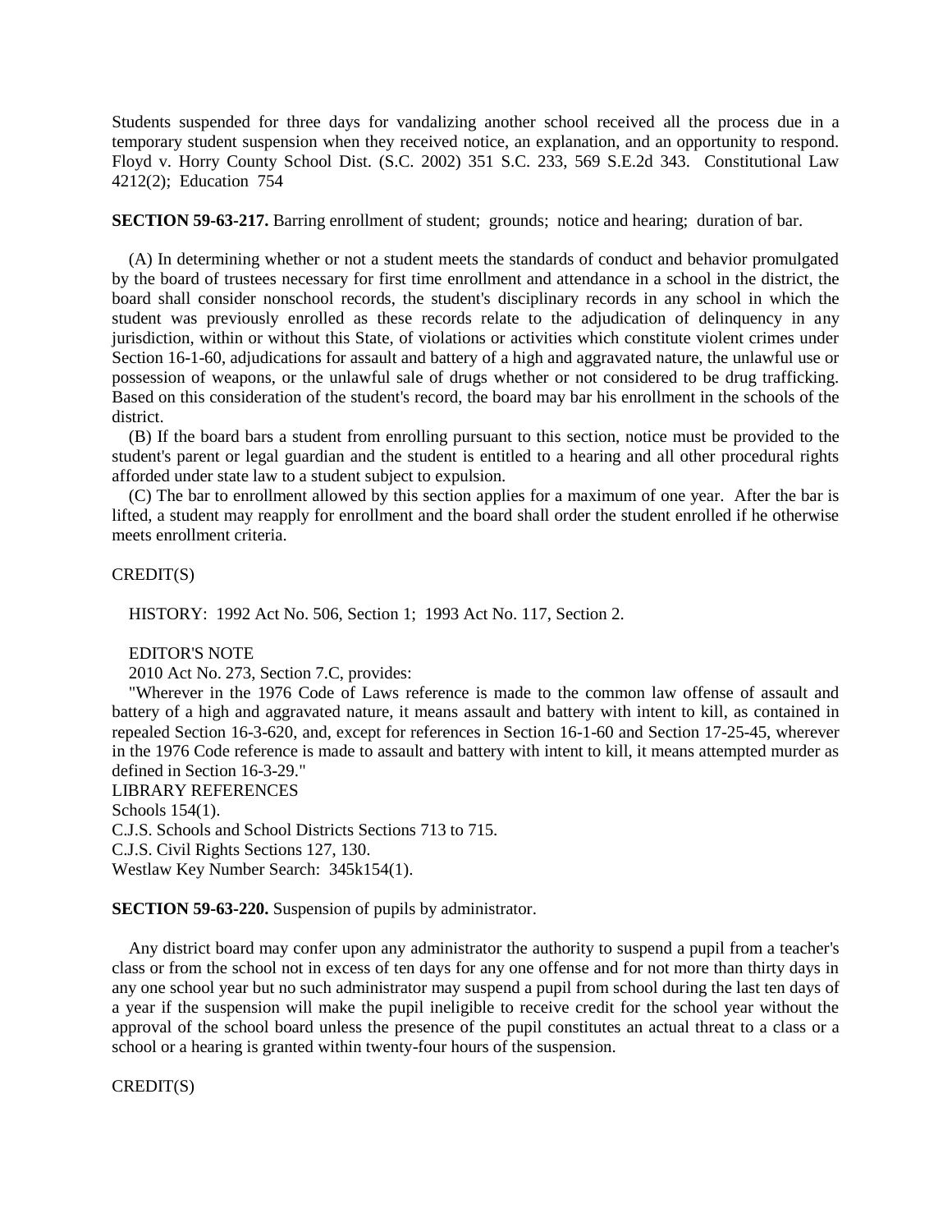Students suspended for three days for vandalizing another school received all the process due in a temporary student suspension when they received notice, an explanation, and an opportunity to respond. Floyd v. Horry County School Dist. (S.C. 2002) 351 S.C. 233, 569 S.E.2d 343. Constitutional Law 4212(2); Education 754

**SECTION 59-63-217.** Barring enrollment of student; grounds; notice and hearing; duration of bar.

(A) In determining whether or not a student meets the standards of conduct and behavior promulgated by the board of trustees necessary for first time enrollment and attendance in a school in the district, the board shall consider nonschool records, the student's disciplinary records in any school in which the student was previously enrolled as these records relate to the adjudication of delinquency in any jurisdiction, within or without this State, of violations or activities which constitute violent crimes under Section 16-1-60, adjudications for assault and battery of a high and aggravated nature, the unlawful use or possession of weapons, or the unlawful sale of drugs whether or not considered to be drug trafficking. Based on this consideration of the student's record, the board may bar his enrollment in the schools of the district.

(B) If the board bars a student from enrolling pursuant to this section, notice must be provided to the student's parent or legal guardian and the student is entitled to a hearing and all other procedural rights afforded under state law to a student subject to expulsion.

(C) The bar to enrollment allowed by this section applies for a maximum of one year. After the bar is lifted, a student may reapply for enrollment and the board shall order the student enrolled if he otherwise meets enrollment criteria.

CREDIT(S)

HISTORY: 1992 Act No. 506, Section 1; 1993 Act No. 117, Section 2.

EDITOR'S NOTE

2010 Act No. 273, Section 7.C, provides:

"Wherever in the 1976 Code of Laws reference is made to the common law offense of assault and battery of a high and aggravated nature, it means assault and battery with intent to kill, as contained in repealed Section 16-3-620, and, except for references in Section 16-1-60 and Section 17-25-45, wherever in the 1976 Code reference is made to assault and battery with intent to kill, it means attempted murder as defined in Section 16-3-29."

LIBRARY REFERENCES

Schools 154(1).

C.J.S. Schools and School Districts Sections 713 to 715.

C.J.S. Civil Rights Sections 127, 130.

Westlaw Key Number Search: 345k154(1).

**SECTION 59-63-220.** Suspension of pupils by administrator.

Any district board may confer upon any administrator the authority to suspend a pupil from a teacher's class or from the school not in excess of ten days for any one offense and for not more than thirty days in any one school year but no such administrator may suspend a pupil from school during the last ten days of a year if the suspension will make the pupil ineligible to receive credit for the school year without the approval of the school board unless the presence of the pupil constitutes an actual threat to a class or a school or a hearing is granted within twenty-four hours of the suspension.

CREDIT(S)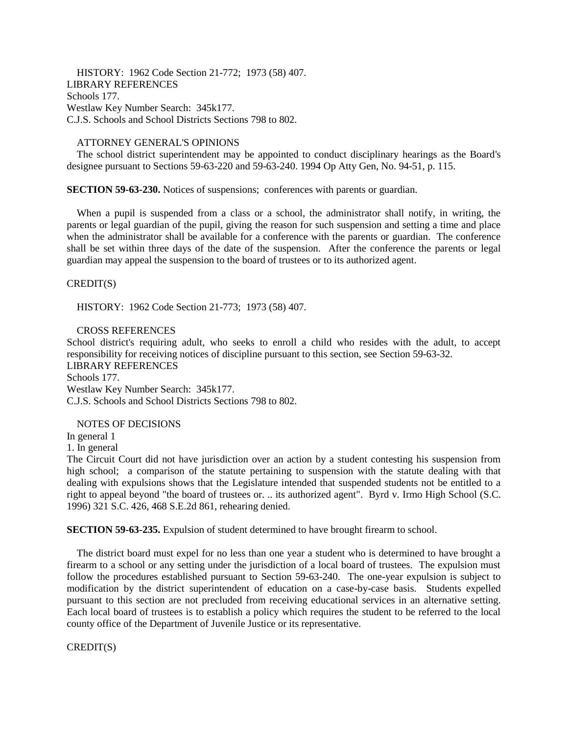HISTORY: 1962 Code Section 21-772; 1973 (58) 407.

LIBRARY REFERENCES

Schools 177.

Westlaw Key Number Search: 345k177.

C.J.S. Schools and School Districts Sections 798 to 802.

ATTORNEY GENERAL'S OPINIONS

The school district superintendent may be appointed to conduct disciplinary hearings as the Board's designee pursuant to Sections 59-63-220 and 59-63-240. 1994 Op Atty Gen, No. 94-51, p. 115.

**SECTION 59-63-230.** Notices of suspensions; conferences with parents or guardian.

When a pupil is suspended from a class or a school, the administrator shall notify, in writing, the parents or legal guardian of the pupil, giving the reason for such suspension and setting a time and place when the administrator shall be available for a conference with the parents or guardian. The conference shall be set within three days of the date of the suspension. After the conference the parents or legal guardian may appeal the suspension to the board of trustees or to its authorized agent.

CREDIT(S)

HISTORY: 1962 Code Section 21-773; 1973 (58) 407.

CROSS REFERENCES

School district's requiring adult, who seeks to enroll a child who resides with the adult, to accept responsibility for receiving notices of discipline pursuant to this section, see Section 59-63-32.

LIBRARY REFERENCES

Schools 177.

Westlaw Key Number Search: 345k177.

C.J.S. Schools and School Districts Sections 798 to 802.

NOTES OF DECISIONS

In general 1

1. In general

The Circuit Court did not have jurisdiction over an action by a student contesting his suspension from high school; a comparison of the statute pertaining to suspension with the statute dealing with that dealing with expulsions shows that the Legislature intended that suspended students not be entitled to a right to appeal beyond "the board of trustees or. .. its authorized agent". Byrd v. Irmo High School (S.C. 1996) 321 S.C. 426, 468 S.E.2d 861, rehearing denied.

**SECTION 59-63-235.** Expulsion of student determined to have brought firearm to school.

The district board must expel for no less than one year a student who is determined to have brought a firearm to a school or any setting under the jurisdiction of a local board of trustees. The expulsion must follow the procedures established pursuant to Section 59-63-240. The one-year expulsion is subject to modification by the district superintendent of education on a case-by-case basis. Students expelled pursuant to this section are not precluded from receiving educational services in an alternative setting. Each local board of trustees is to establish a policy which requires the student to be referred to the local county office of the Department of Juvenile Justice or its representative.

CREDIT(S)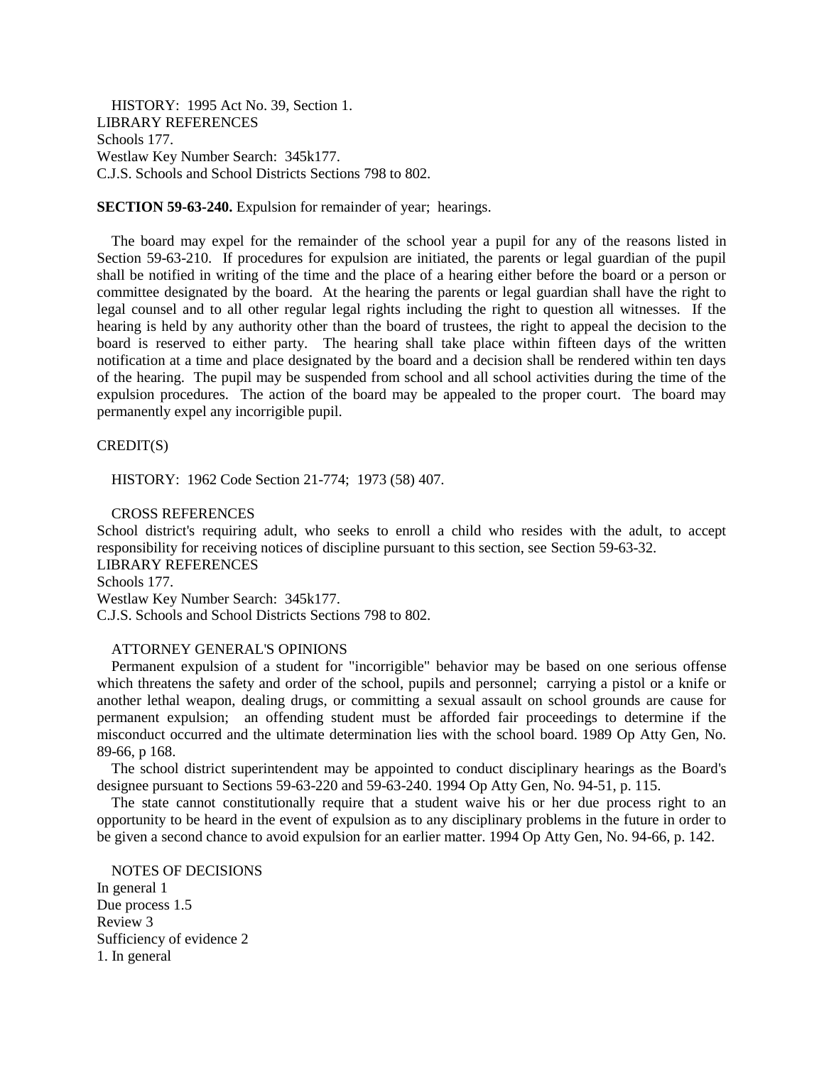HISTORY: 1995 Act No. 39, Section 1.

LIBRARY REFERENCES

Schools 177.

Westlaw Key Number Search: 345k177.

C.J.S. Schools and School Districts Sections 798 to 802.

**SECTION 59-63-240.** Expulsion for remainder of year; hearings.

The board may expel for the remainder of the school year a pupil for any of the reasons listed in Section 59-63-210. If procedures for expulsion are initiated, the parents or legal guardian of the pupil shall be notified in writing of the time and the place of a hearing either before the board or a person or committee designated by the board. At the hearing the parents or legal guardian shall have the right to legal counsel and to all other regular legal rights including the right to question all witnesses. If the hearing is held by any authority other than the board of trustees, the right to appeal the decision to the board is reserved to either party. The hearing shall take place within fifteen days of the written notification at a time and place designated by the board and a decision shall be rendered within ten days of the hearing. The pupil may be suspended from school and all school activities during the time of the expulsion procedures. The action of the board may be appealed to the proper court. The board may permanently expel any incorrigible pupil.

CREDIT(S)

HISTORY: 1962 Code Section 21-774; 1973 (58) 407.

CROSS REFERENCES

School district's requiring adult, who seeks to enroll a child who resides with the adult, to accept responsibility for receiving notices of discipline pursuant to this section, see Section 59-63-32.

LIBRARY REFERENCES

Schools 177.

Westlaw Key Number Search: 345k177.

C.J.S. Schools and School Districts Sections 798 to 802.

ATTORNEY GENERAL'S OPINIONS

Permanent expulsion of a student for "incorrigible" behavior may be based on one serious offense which threatens the safety and order of the school, pupils and personnel; carrying a pistol or a knife or another lethal weapon, dealing drugs, or committing a sexual assault on school grounds are cause for permanent expulsion; an offending student must be afforded fair proceedings to determine if the misconduct occurred and the ultimate determination lies with the school board. 1989 Op Atty Gen, No. 89-66, p 168.

The school district superintendent may be appointed to conduct disciplinary hearings as the Board's designee pursuant to Sections 59-63-220 and 59-63-240. 1994 Op Atty Gen, No. 94-51, p. 115.

The state cannot constitutionally require that a student waive his or her due process right to an opportunity to be heard in the event of expulsion as to any disciplinary problems in the future in order to be given a second chance to avoid expulsion for an earlier matter. 1994 Op Atty Gen, No. 94-66, p. 142.

NOTES OF DECISIONS

In general 1

Due process 1.5

Review 3

Sufficiency of evidence 2

1. In general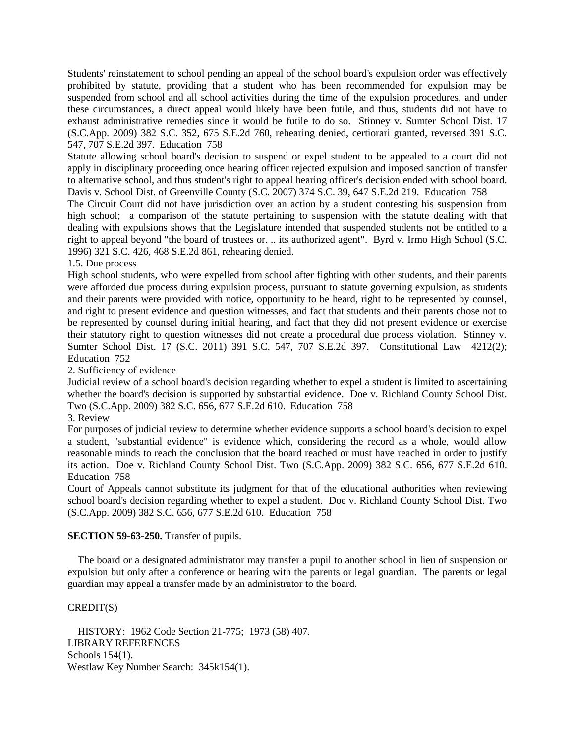Students' reinstatement to school pending an appeal of the school board's expulsion order was effectively prohibited by statute, providing that a student who has been recommended for expulsion may be suspended from school and all school activities during the time of the expulsion procedures, and under these circumstances, a direct appeal would likely have been futile, and thus, students did not have to exhaust administrative remedies since it would be futile to do so. Stinney v. Sumter School Dist. 17 (S.C.App. 2009) 382 S.C. 352, 675 S.E.2d 760, rehearing denied, certiorari granted, reversed 391 S.C. 547, 707 S.E.2d 397. Education 758

Statute allowing school board's decision to suspend or expel student to be appealed to a court did not apply in disciplinary proceeding once hearing officer rejected expulsion and imposed sanction of transfer to alternative school, and thus student's right to appeal hearing officer's decision ended with school board. Davis v. School Dist. of Greenville County (S.C. 2007) 374 S.C. 39, 647 S.E.2d 219. Education 758

The Circuit Court did not have jurisdiction over an action by a student contesting his suspension from high school; a comparison of the statute pertaining to suspension with the statute dealing with that dealing with expulsions shows that the Legislature intended that suspended students not be entitled to a right to appeal beyond "the board of trustees or. .. its authorized agent". Byrd v. Irmo High School (S.C. 1996) 321 S.C. 426, 468 S.E.2d 861, rehearing denied.

1.5. Due process

High school students, who were expelled from school after fighting with other students, and their parents were afforded due process during expulsion process, pursuant to statute governing expulsion, as students and their parents were provided with notice, opportunity to be heard, right to be represented by counsel, and right to present evidence and question witnesses, and fact that students and their parents chose not to be represented by counsel during initial hearing, and fact that they did not present evidence or exercise their statutory right to question witnesses did not create a procedural due process violation. Stinney v. Sumter School Dist. 17 (S.C. 2011) 391 S.C. 547, 707 S.E.2d 397. Constitutional Law 4212(2); Education 752

2. Sufficiency of evidence

Judicial review of a school board's decision regarding whether to expel a student is limited to ascertaining whether the board's decision is supported by substantial evidence. Doe v. Richland County School Dist. Two (S.C.App. 2009) 382 S.C. 656, 677 S.E.2d 610. Education 758

3. Review

For purposes of judicial review to determine whether evidence supports a school board's decision to expel a student, "substantial evidence" is evidence which, considering the record as a whole, would allow reasonable minds to reach the conclusion that the board reached or must have reached in order to justify its action. Doe v. Richland County School Dist. Two (S.C.App. 2009) 382 S.C. 656, 677 S.E.2d 610. Education 758

Court of Appeals cannot substitute its judgment for that of the educational authorities when reviewing school board's decision regarding whether to expel a student. Doe v. Richland County School Dist. Two (S.C.App. 2009) 382 S.C. 656, 677 S.E.2d 610. Education 758

**SECTION 59-63-250.** Transfer of pupils.

The board or a designated administrator may transfer a pupil to another school in lieu of suspension or expulsion but only after a conference or hearing with the parents or legal guardian. The parents or legal guardian may appeal a transfer made by an administrator to the board.

CREDIT(S)

HISTORY: 1962 Code Section 21-775; 1973 (58) 407.

LIBRARY REFERENCES

Schools 154(1).

Westlaw Key Number Search: 345k154(1).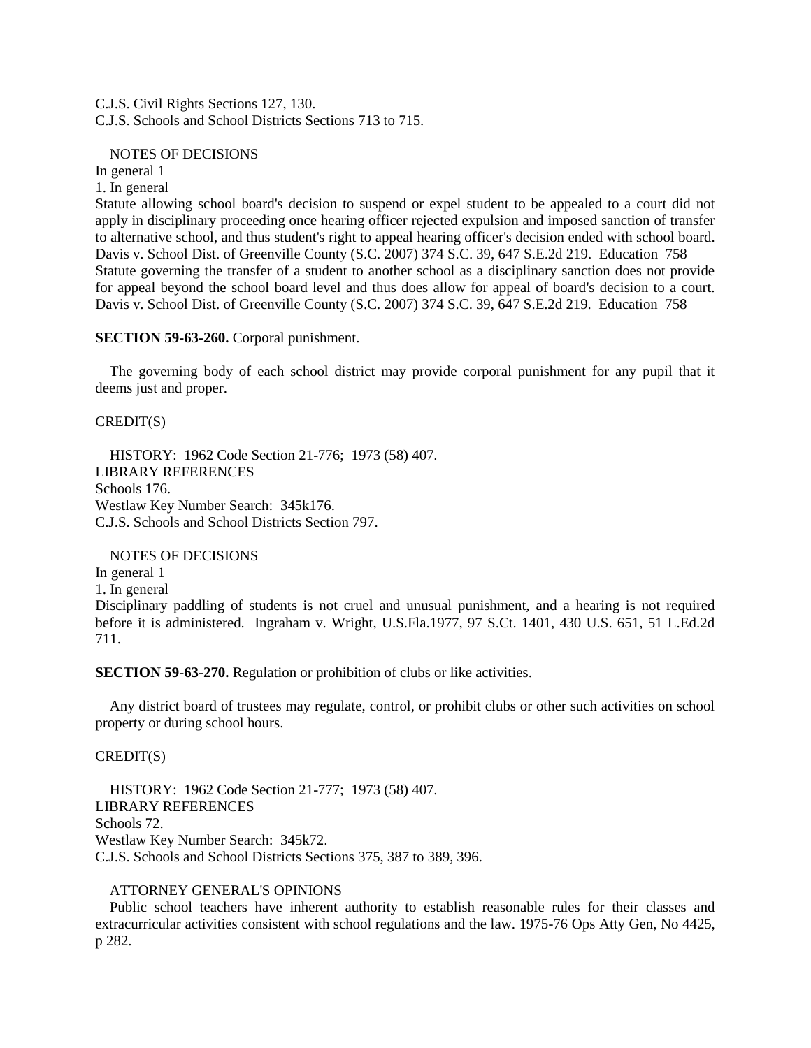C.J.S. Civil Rights Sections 127, 130.
C.J.S. Schools and School Districts Sections 713 to 715.

NOTES OF DECISIONS

In general 1

1. In general

Statute allowing school board's decision to suspend or expel student to be appealed to a court did not apply in disciplinary proceeding once hearing officer rejected expulsion and imposed sanction of transfer to alternative school, and thus student's right to appeal hearing officer's decision ended with school board. Davis v. School Dist. of Greenville County (S.C. 2007) 374 S.C. 39, 647 S.E.2d 219. Education 758

Statute governing the transfer of a student to another school as a disciplinary sanction does not provide for appeal beyond the school board level and thus does allow for appeal of board's decision to a court. Davis v. School Dist. of Greenville County (S.C. 2007) 374 S.C. 39, 647 S.E.2d 219. Education 758

**SECTION 59-63-260.** Corporal punishment.

The governing body of each school district may provide corporal punishment for any pupil that it deems just and proper.

CREDIT(S)

HISTORY: 1962 Code Section 21-776; 1973 (58) 407.

LIBRARY REFERENCES

Schools 176.
Westlaw Key Number Search: 345k176.
C.J.S. Schools and School Districts Section 797.

NOTES OF DECISIONS

In general 1

1. In general

Disciplinary paddling of students is not cruel and unusual punishment, and a hearing is not required before it is administered. Ingraham v. Wright, U.S.Fla.1977, 97 S.Ct. 1401, 430 U.S. 651, 51 L.Ed.2d 711.

**SECTION 59-63-270.** Regulation or prohibition of clubs or like activities.

Any district board of trustees may regulate, control, or prohibit clubs or other such activities on school property or during school hours.

CREDIT(S)

HISTORY: 1962 Code Section 21-777; 1973 (58) 407.

LIBRARY REFERENCES

Schools 72.
Westlaw Key Number Search: 345k72.
C.J.S. Schools and School Districts Sections 375, 387 to 389, 396.

ATTORNEY GENERAL'S OPINIONS

Public school teachers have inherent authority to establish reasonable rules for their classes and extracurricular activities consistent with school regulations and the law. 1975-76 Ops Atty Gen, No 4425, p 282.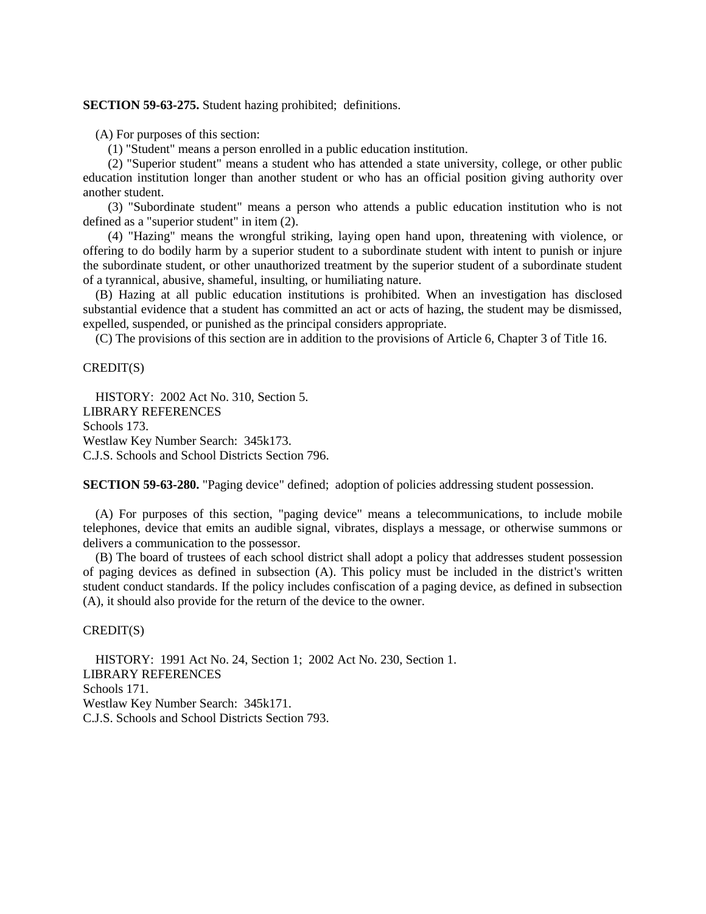**SECTION 59-63-275.** Student hazing prohibited; definitions.

(A) For purposes of this section:

(1) "Student" means a person enrolled in a public education institution.

(2) "Superior student" means a student who has attended a state university, college, or other public education institution longer than another student or who has an official position giving authority over another student.

(3) "Subordinate student" means a person who attends a public education institution who is not defined as a "superior student" in item (2).

(4) "Hazing" means the wrongful striking, laying open hand upon, threatening with violence, or offering to do bodily harm by a superior student to a subordinate student with intent to punish or injure the subordinate student, or other unauthorized treatment by the superior student of a subordinate student of a tyrannical, abusive, shameful, insulting, or humiliating nature.

(B) Hazing at all public education institutions is prohibited. When an investigation has disclosed substantial evidence that a student has committed an act or acts of hazing, the student may be dismissed, expelled, suspended, or punished as the principal considers appropriate.

(C) The provisions of this section are in addition to the provisions of Article 6, Chapter 3 of Title 16.

CREDIT(S)

HISTORY: 2002 Act No. 310, Section 5.

LIBRARY REFERENCES

Schools 173.

Westlaw Key Number Search: 345k173.

C.J.S. Schools and School Districts Section 796.

**SECTION 59-63-280.** "Paging device" defined; adoption of policies addressing student possession.

(A) For purposes of this section, "paging device" means a telecommunications, to include mobile telephones, device that emits an audible signal, vibrates, displays a message, or otherwise summons or delivers a communication to the possessor.

(B) The board of trustees of each school district shall adopt a policy that addresses student possession of paging devices as defined in subsection (A). This policy must be included in the district's written student conduct standards. If the policy includes confiscation of a paging device, as defined in subsection (A), it should also provide for the return of the device to the owner.

CREDIT(S)

HISTORY: 1991 Act No. 24, Section 1; 2002 Act No. 230, Section 1.

LIBRARY REFERENCES

Schools 171.

Westlaw Key Number Search: 345k171.

C.J.S. Schools and School Districts Section 793.